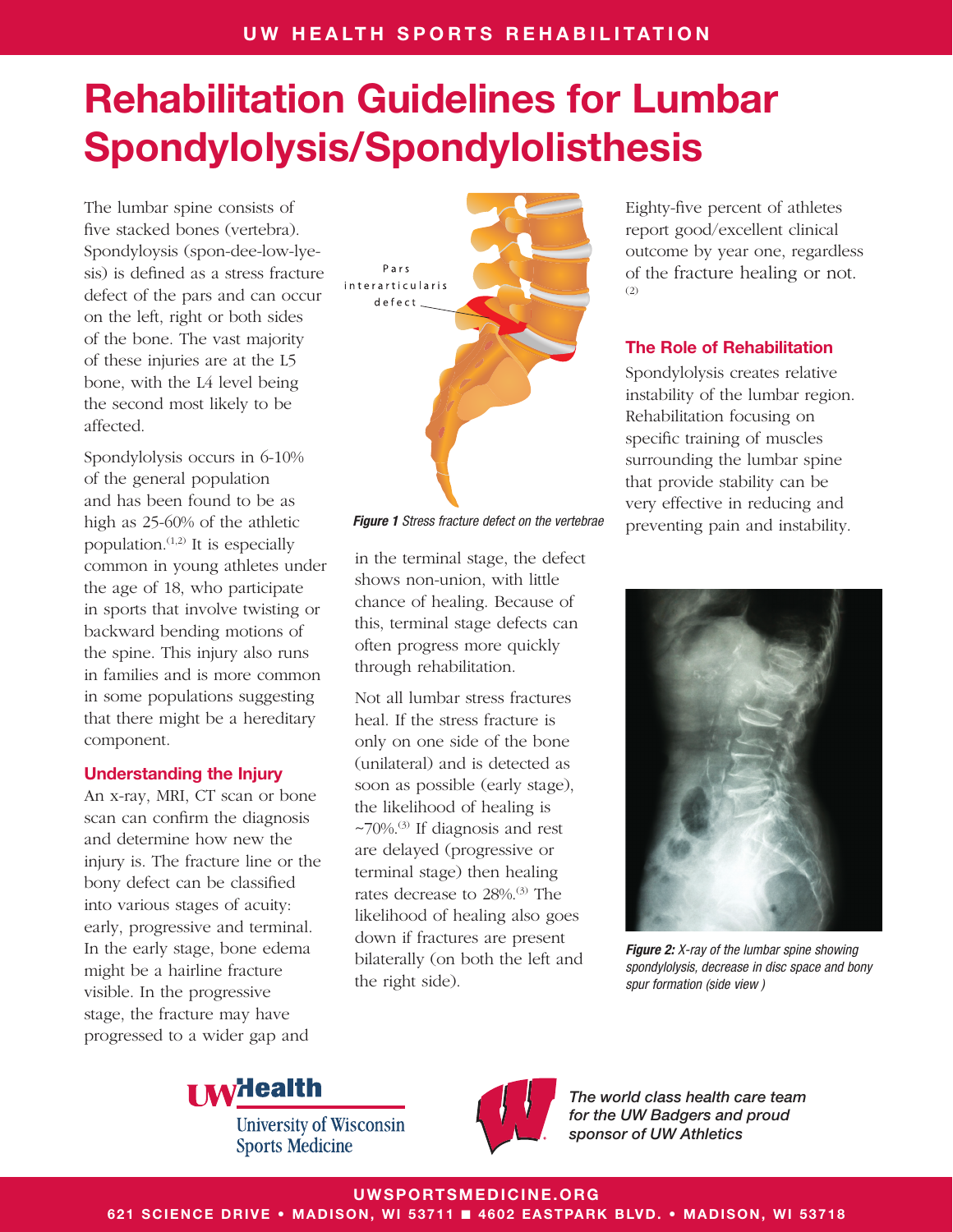# Rehabilitation Guidelines for Lumbar Spondylolysis/Spondylolisthesis

The lumbar spine consists of five stacked bones (vertebra). Spondyloysis (spon-dee-low-lye-sis) is defined as a stress fracture defect of the pars and can occur on the left, right or both sides of the bone. The vast majority of these injuries are at the L5 bone, with the L4 level being the second most likely to be affected.

Spondylolysis occurs in 6-10% of the general population and has been found to be as high as 25-60% of the athletic population.[1,2] It is especially common in young athletes under the age of 18, who participate in sports that involve twisting or backward bending motions of the spine. This injury also runs in families and is more common in some populations suggesting that there might be a hereditary component.

## Understanding the Injury

An x-ray, MRI, CT scan or bone scan can confirm the diagnosis and determine how new the injury is. The fracture line or the bony defect can be classified into various stages of acuity: early, progressive and terminal. In the early stage, bone edema might be a hairline fracture visible. In the progressive stage, the fracture may have progressed to a wider gap and in the terminal stage, the defect shows non-union, with little chance of healing. Because of this, terminal stage defects can often progress more quickly through rehabilitation.

Pars interarticularis defect

***Figure 1*** *Stress fracture defect on the vertebrae*

Not all lumbar stress fractures heal. If the stress fracture is only on one side of the bone (unilateral) and is detected as soon as possible (early stage), the likelihood of healing is ~70%.[3] If diagnosis and rest are delayed (progressive or terminal stage) then healing rates decrease to 28%.[3] The likelihood of healing also goes down if fractures are present bilaterally (on both the left and the right side).

Eighty-five percent of athletes report good/excellent clinical outcome by year one, regardless of the fracture healing or not.[2]

## The Role of Rehabilitation

Spondylolysis creates relative instability of the lumbar region. Rehabilitation focusing on specific training of muscles surrounding the lumbar spine that provide stability can be very effective in reducing and preventing pain and instability.

***Figure 2:*** *X-ray of the lumbar spine showing spondylolysis, decrease in disc space and bony spur formation (side view )*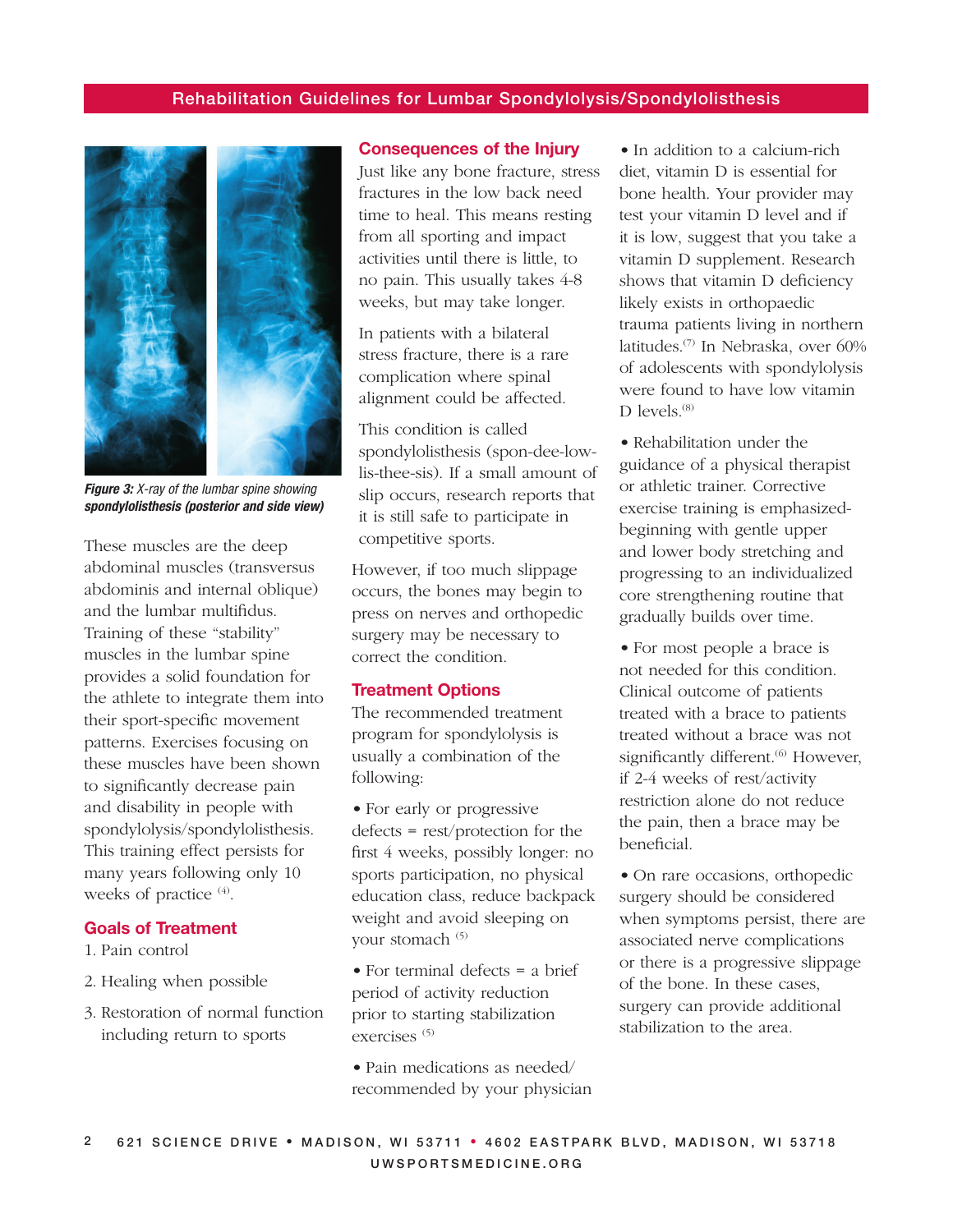*Figure 3: X-ray of the lumbar spine showing* ***spondylolisthesis (posterior and side view)***

These muscles are the deep abdominal muscles (transversus abdominis and internal oblique) and the lumbar multifidus. Training of these “stability” muscles in the lumbar spine provides a solid foundation for the athlete to integrate them into their sport-specific movement patterns. Exercises focusing on these muscles have been shown to significantly decrease pain and disability in people with spondylolysis/spondylolisthesis. This training effect persists for many years following only 10 weeks of practice [4].

## Goals of Treatment

1. Pain control
2. Healing when possible
3. Restoration of normal function including return to sports

## Consequences of the Injury

Just like any bone fracture, stress fractures in the low back need time to heal. This means resting from all sporting and impact activities until there is little, to no pain. This usually takes 4-8 weeks, but may take longer.

In patients with a bilateral stress fracture, there is a rare complication where spinal alignment could be affected.

This condition is called spondylolisthesis (spon-dee-low-lis-thee-sis). If a small amount of slip occurs, research reports that it is still safe to participate in competitive sports.

However, if too much slippage occurs, the bones may begin to press on nerves and orthopedic surgery may be necessary to correct the condition.

## Treatment Options

The recommended treatment program for spondylolysis is usually a combination of the following:

- For early or progressive defects = rest/protection for the first 4 weeks, possibly longer: no sports participation, no physical education class, reduce backpack weight and avoid sleeping on your stomach [5]
- For terminal defects = a brief period of activity reduction prior to starting stabilization exercises [5]
- Pain medications as needed/recommended by your physician
- In addition to a calcium-rich diet, vitamin D is essential for bone health. Your provider may test your vitamin D level and if it is low, suggest that you take a vitamin D supplement. Research shows that vitamin D deficiency likely exists in orthopaedic trauma patients living in northern latitudes.[7] In Nebraska, over 60% of adolescents with spondylolysis were found to have low vitamin D levels.[8]
- Rehabilitation under the guidance of a physical therapist or athletic trainer. Corrective exercise training is emphasized-beginning with gentle upper and lower body stretching and progressing to an individualized core strengthening routine that gradually builds over time.
- For most people a brace is not needed for this condition. Clinical outcome of patients treated with a brace to patients treated without a brace was not significantly different.[6] However, if 2-4 weeks of rest/activity restriction alone do not reduce the pain, then a brace may be beneficial.
- On rare occasions, orthopedic surgery should be considered when symptoms persist, there are associated nerve complications or there is a progressive slippage of the bone. In these cases, surgery can provide additional stabilization to the area.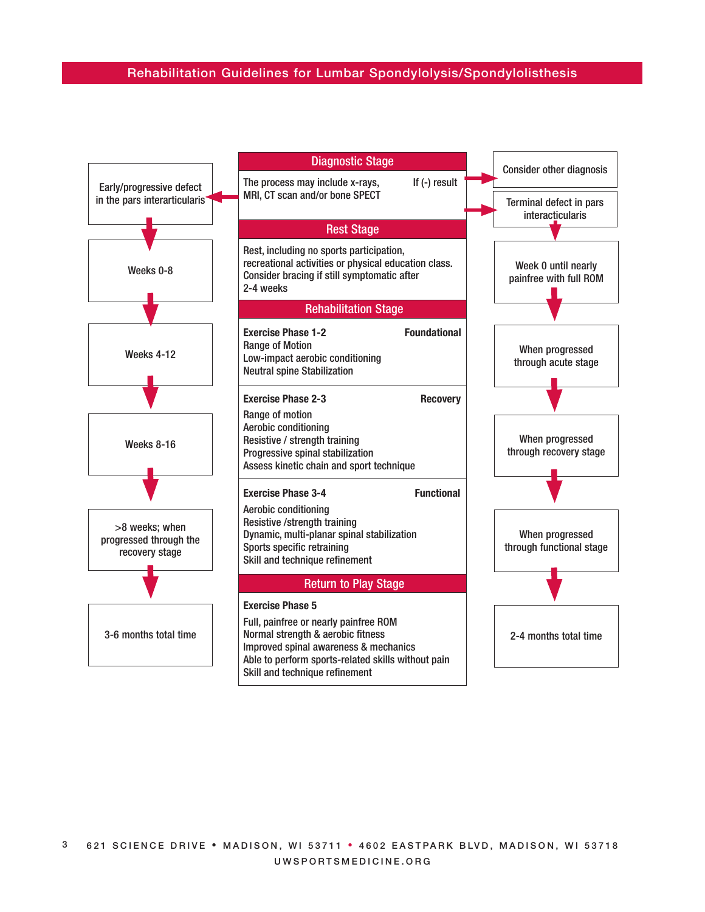## Rehabilitation Guidelines for Lumbar Spondylolysis/Spondylolisthesis

### Diagnostic Stage

The process may include x-rays, MRI, CT scan and/or bone SPECT

If (-) result → Consider other diagnosis

- Early/progressive defect in the pars interarticularis
- Terminal defect in pars interacticularis

### Rest Stage

Rest, including no sports participation, recreational activities or physical education class. Consider bracing if still symptomatic after 2-4 weeks

### Rehabilitation Stage

**Exercise Phase 1-2** — **Foundational**

- Range of Motion
- Low-impact aerobic conditioning
- Neutral spine Stabilization

**Exercise Phase 2-3** — **Recovery**

- Range of motion
- Aerobic conditioning
- Resistive / strength training
- Progressive spinal stabilization
- Assess kinetic chain and sport technique

**Exercise Phase 3-4** — **Functional**

- Aerobic conditioning
- Resistive /strength training
- Dynamic, multi-planar spinal stabilization
- Sports specific retraining
- Skill and technique refinement

### Return to Play Stage

**Exercise Phase 5**

- Full, painfree or nearly painfree ROM
- Normal strength & aerobic fitness
- Improved spinal awareness & mechanics
- Able to perform sports-related skills without pain
- Skill and technique refinement

| Stage | Early/progressive defect in the pars interarticularis | Terminal defect in pars interacticularis |
|---|---|---|
| Rest Stage | Weeks 0-8 | Week 0 until nearly painfree with full ROM |
| Exercise Phase 1-2 (Foundational) | Weeks 4-12 | When progressed through acute stage |
| Exercise Phase 2-3 (Recovery) | Weeks 8-16 | When progressed through recovery stage |
| Exercise Phase 3-4 (Functional) | >8 weeks; when progressed through the recovery stage | When progressed through functional stage |
| Return to Play Stage | 3-6 months total time | 2-4 months total time |

621 SCIENCE DRIVE • MADISON, WI 53711 • 4602 EASTPARK BLVD, MADISON, WI 53718
UWSPORTSMEDICINE.ORG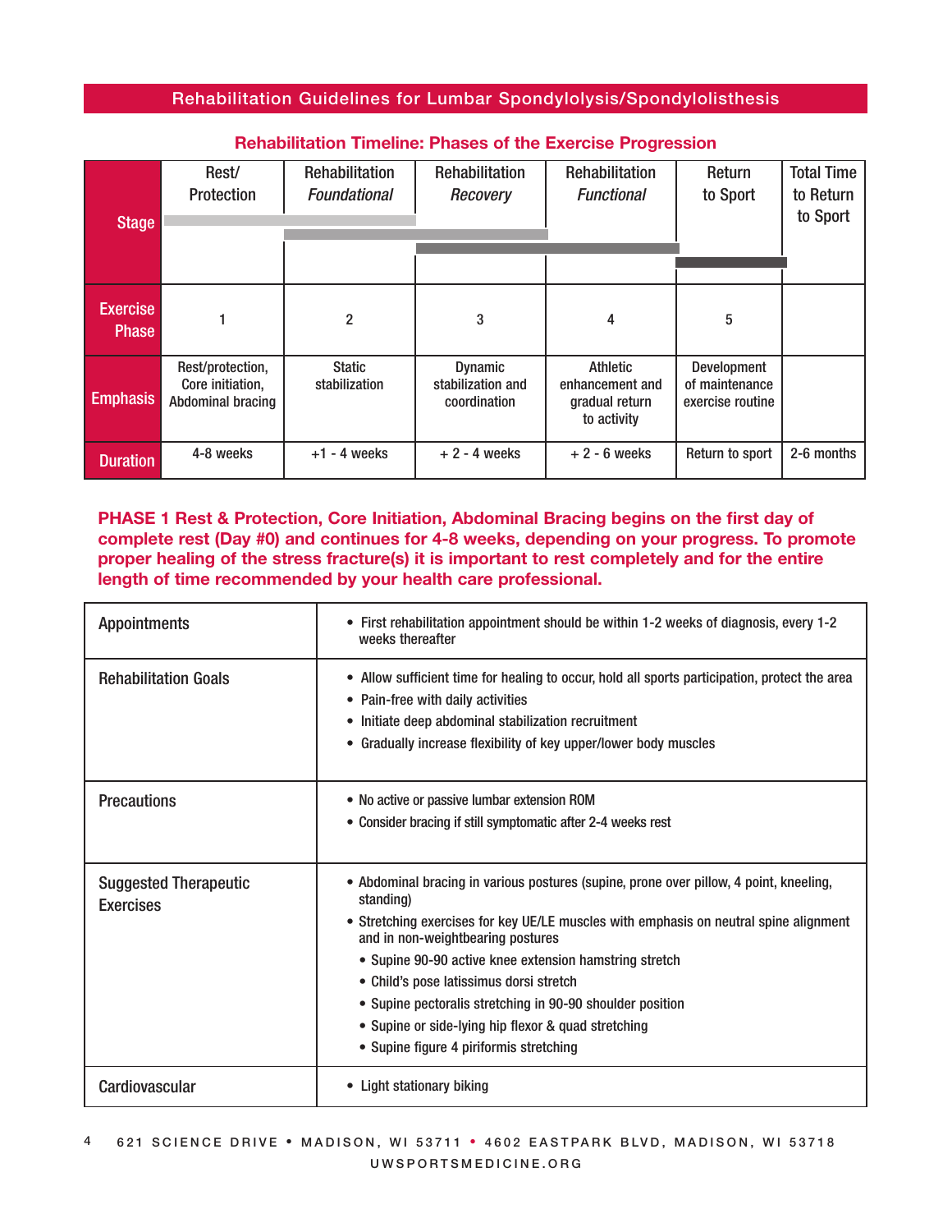Rehabilitation Guidelines for Lumbar Spondylolysis/Spondylolisthesis

## Rehabilitation Timeline: Phases of the Exercise Progression

| Stage | Rest/ Protection | Rehabilitation *Foundational* | Rehabilitation *Recovery* | Rehabilitation *Functional* | Return to Sport | Total Time to Return to Sport |
|---|---|---|---|---|---|---|
| Exercise Phase | 1 | 2 | 3 | 4 | 5 | |
| Emphasis | Rest/protection, Core initiation, Abdominal bracing | Static stabilization | Dynamic stabilization and coordination | Athletic enhancement and gradual return to activity | Development of maintenance exercise routine | |
| Duration | 4-8 weeks | +1 - 4 weeks | + 2 - 4 weeks | + 2 - 6 weeks | Return to sport | 2-6 months |

**PHASE 1 Rest & Protection, Core Initiation, Abdominal Bracing begins on the first day of complete rest (Day #0) and continues for 4-8 weeks, depending on your progress. To promote proper healing of the stress fracture(s) it is important to rest completely and for the entire length of time recommended by your health care professional.**

| | |
|---|---|
| Appointments | • First rehabilitation appointment should be within 1-2 weeks of diagnosis, every 1-2 weeks thereafter |
| Rehabilitation Goals | • Allow sufficient time for healing to occur, hold all sports participation, protect the area<br>• Pain-free with daily activities<br>• Initiate deep abdominal stabilization recruitment<br>• Gradually increase flexibility of key upper/lower body muscles |
| Precautions | • No active or passive lumbar extension ROM<br>• Consider bracing if still symptomatic after 2-4 weeks rest |
| Suggested Therapeutic Exercises | • Abdominal bracing in various postures (supine, prone over pillow, 4 point, kneeling, standing)<br>• Stretching exercises for key UE/LE muscles with emphasis on neutral spine alignment and in non-weightbearing postures<br>  • Supine 90-90 active knee extension hamstring stretch<br>  • Child's pose latissimus dorsi stretch<br>  • Supine pectoralis stretching in 90-90 shoulder position<br>  • Supine or side-lying hip flexor & quad stretching<br>  • Supine figure 4 piriformis stretching |
| Cardiovascular | • Light stationary biking |

621 SCIENCE DRIVE • MADISON, WI 53711 • 4602 EASTPARK BLVD, MADISON, WI 53718
UWSPORTSMEDICINE.ORG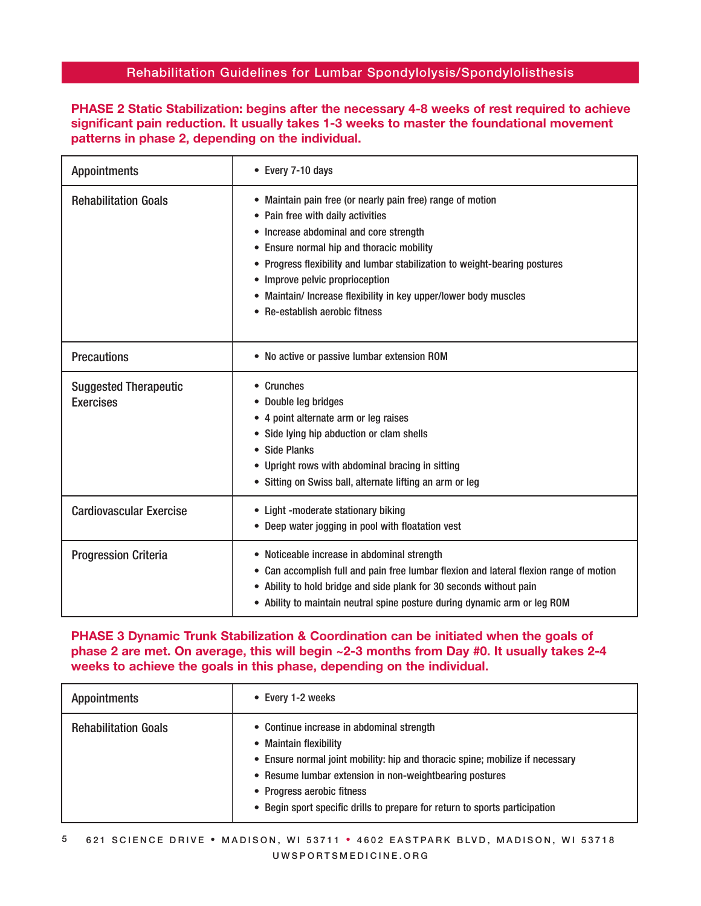**PHASE 2 Static Stabilization: begins after the necessary 4-8 weeks of rest required to achieve significant pain reduction. It usually takes 1-3 weeks to master the foundational movement patterns in phase 2, depending on the individual.**

| | |
|---|---|
| Appointments | • Every 7-10 days |
| Rehabilitation Goals | • Maintain pain free (or nearly pain free) range of motion<br>• Pain free with daily activities<br>• Increase abdominal and core strength<br>• Ensure normal hip and thoracic mobility<br>• Progress flexibility and lumbar stabilization to weight-bearing postures<br>• Improve pelvic proprioception<br>• Maintain/ Increase flexibility in key upper/lower body muscles<br>• Re-establish aerobic fitness |
| Precautions | • No active or passive lumbar extension ROM |
| Suggested Therapeutic Exercises | • Crunches<br>• Double leg bridges<br>• 4 point alternate arm or leg raises<br>• Side lying hip abduction or clam shells<br>• Side Planks<br>• Upright rows with abdominal bracing in sitting<br>• Sitting on Swiss ball, alternate lifting an arm or leg |
| Cardiovascular Exercise | • Light -moderate stationary biking<br>• Deep water jogging in pool with floatation vest |
| Progression Criteria | • Noticeable increase in abdominal strength<br>• Can accomplish full and pain free lumbar flexion and lateral flexion range of motion<br>• Ability to hold bridge and side plank for 30 seconds without pain<br>• Ability to maintain neutral spine posture during dynamic arm or leg ROM |

**PHASE 3 Dynamic Trunk Stabilization & Coordination can be initiated when the goals of phase 2 are met. On average, this will begin ~2-3 months from Day #0. It usually takes 2-4 weeks to achieve the goals in this phase, depending on the individual.**

| | |
|---|---|
| Appointments | • Every 1-2 weeks |
| Rehabilitation Goals | • Continue increase in abdominal strength<br>• Maintain flexibility<br>• Ensure normal joint mobility: hip and thoracic spine; mobilize if necessary<br>• Resume lumbar extension in non-weightbearing postures<br>• Progress aerobic fitness<br>• Begin sport specific drills to prepare for return to sports participation |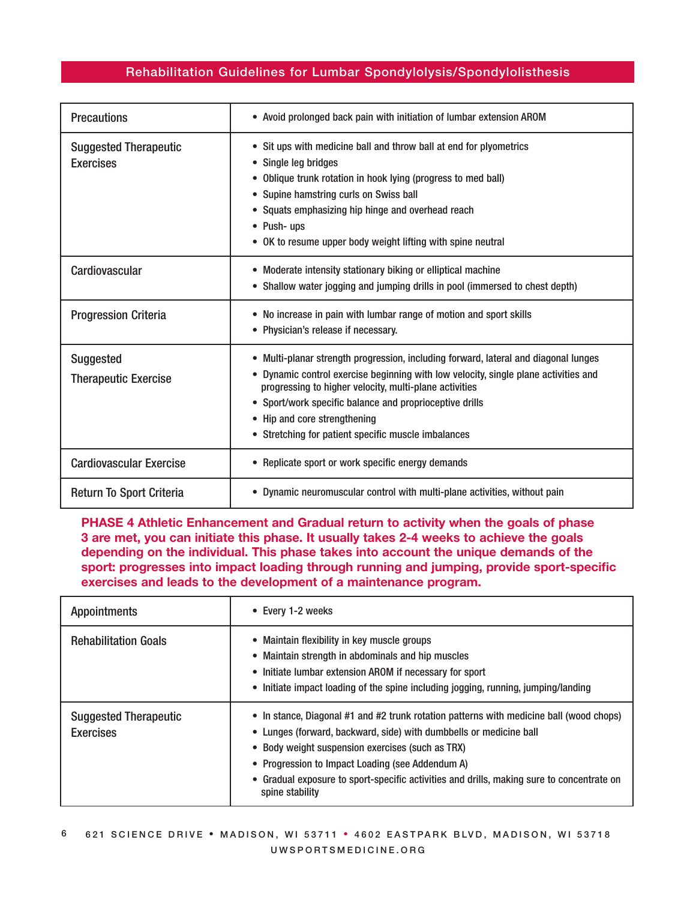| Precautions | • Avoid prolonged back pain with initiation of lumbar extension AROM |
|---|---|
| Suggested Therapeutic Exercises | • Sit ups with medicine ball and throw ball at end for plyometrics<br>• Single leg bridges<br>• Oblique trunk rotation in hook lying (progress to med ball)<br>• Supine hamstring curls on Swiss ball<br>• Squats emphasizing hip hinge and overhead reach<br>• Push- ups<br>• OK to resume upper body weight lifting with spine neutral |
| Cardiovascular | • Moderate intensity stationary biking or elliptical machine<br>• Shallow water jogging and jumping drills in pool (immersed to chest depth) |
| Progression Criteria | • No increase in pain with lumbar range of motion and sport skills<br>• Physician's release if necessary. |
| Suggested Therapeutic Exercise | • Multi-planar strength progression, including forward, lateral and diagonal lunges<br>• Dynamic control exercise beginning with low velocity, single plane activities and progressing to higher velocity, multi-plane activities<br>• Sport/work specific balance and proprioceptive drills<br>• Hip and core strengthening<br>• Stretching for patient specific muscle imbalances |
| Cardiovascular Exercise | • Replicate sport or work specific energy demands |
| Return To Sport Criteria | • Dynamic neuromuscular control with multi-plane activities, without pain |

**PHASE 4 Athletic Enhancement and Gradual return to activity when the goals of phase 3 are met, you can initiate this phase. It usually takes 2-4 weeks to achieve the goals depending on the individual. This phase takes into account the unique demands of the sport: progresses into impact loading through running and jumping, provide sport-specific exercises and leads to the development of a maintenance program.**

| Appointments | • Every 1-2 weeks |
|---|---|
| Rehabilitation Goals | • Maintain flexibility in key muscle groups<br>• Maintain strength in abdominals and hip muscles<br>• Initiate lumbar extension AROM if necessary for sport<br>• Initiate impact loading of the spine including jogging, running, jumping/landing |
| Suggested Therapeutic Exercises | • In stance, Diagonal #1 and #2 trunk rotation patterns with medicine ball (wood chops)<br>• Lunges (forward, backward, side) with dumbbells or medicine ball<br>• Body weight suspension exercises (such as TRX)<br>• Progression to Impact Loading (see Addendum A)<br>• Gradual exposure to sport-specific activities and drills, making sure to concentrate on spine stability |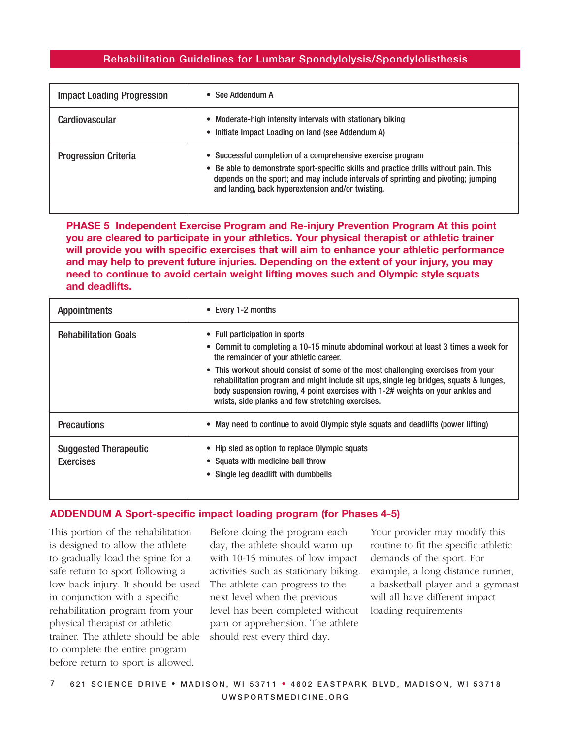| | |
|---|---|
| Impact Loading Progression | • See Addendum A |
| Cardiovascular | • Moderate-high intensity intervals with stationary biking<br>• Initiate Impact Loading on land (see Addendum A) |
| Progression Criteria | • Successful completion of a comprehensive exercise program<br>• Be able to demonstrate sport-specific skills and practice drills without pain. This depends on the sport; and may include intervals of sprinting and pivoting; jumping and landing, back hyperextension and/or twisting. |

**PHASE 5 Independent Exercise Program and Re-injury Prevention Program At this point you are cleared to participate in your athletics. Your physical therapist or athletic trainer will provide you with specific exercises that will aim to enhance your athletic performance and may help to prevent future injuries. Depending on the extent of your injury, you may need to continue to avoid certain weight lifting moves such and Olympic style squats and deadlifts.**

| | |
|---|---|
| Appointments | • Every 1-2 months |
| Rehabilitation Goals | • Full participation in sports<br>• Commit to completing a 10-15 minute abdominal workout at least 3 times a week for the remainder of your athletic career.<br>• This workout should consist of some of the most challenging exercises from your rehabilitation program and might include sit ups, single leg bridges, squats & lunges, body suspension rowing, 4 point exercises with 1-2# weights on your ankles and wrists, side planks and few stretching exercises. |
| Precautions | • May need to continue to avoid Olympic style squats and deadlifts (power lifting) |
| Suggested Therapeutic Exercises | • Hip sled as option to replace Olympic squats<br>• Squats with medicine ball throw<br>• Single leg deadlift with dumbbells |

## ADDENDUM A Sport-specific impact loading program (for Phases 4-5)

This portion of the rehabilitation is designed to allow the athlete to gradually load the spine for a safe return to sport following a low back injury. It should be used in conjunction with a specific rehabilitation program from your physical therapist or athletic trainer. The athlete should be able to complete the entire program before return to sport is allowed.

Before doing the program each day, the athlete should warm up with 10-15 minutes of low impact activities such as stationary biking. The athlete can progress to the next level when the previous level has been completed without pain or apprehension. The athlete should rest every third day.

Your provider may modify this routine to fit the specific athletic demands of the sport. For example, a long distance runner, a basketball player and a gymnast will all have different impact loading requirements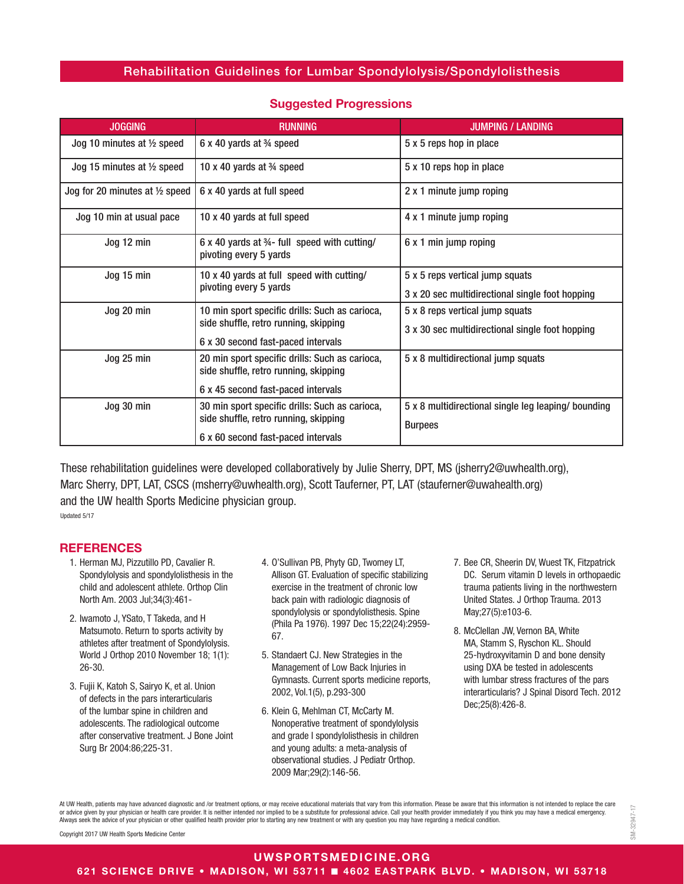## Rehabilitation Guidelines for Lumbar Spondylolysis/Spondylolisthesis

### Suggested Progressions

| JOGGING | RUNNING | JUMPING / LANDING |
|---|---|---|
| Jog 10 minutes at ½ speed | 6 x 40 yards at ¾ speed | 5 x 5 reps hop in place |
| Jog 15 minutes at ½ speed | 10 x 40 yards at ¾ speed | 5 x 10 reps hop in place |
| Jog for 20 minutes at ½ speed | 6 x 40 yards at full speed | 2 x 1 minute jump roping |
| Jog 10 min at usual pace | 10 x 40 yards at full speed | 4 x 1 minute jump roping |
| Jog 12 min | 6 x 40 yards at ¾- full speed with cutting/ pivoting every 5 yards | 6 x 1 min jump roping |
| Jog 15 min | 10 x 40 yards at full speed with cutting/ pivoting every 5 yards | 5 x 5 reps vertical jump squats<br>3 x 20 sec multidirectional single foot hopping |
| Jog 20 min | 10 min sport specific drills: Such as carioca, side shuffle, retro running, skipping<br>6 x 30 second fast-paced intervals | 5 x 8 reps vertical jump squats<br>3 x 30 sec multidirectional single foot hopping |
| Jog 25 min | 20 min sport specific drills: Such as carioca, side shuffle, retro running, skipping<br>6 x 45 second fast-paced intervals | 5 x 8 multidirectional jump squats |
| Jog 30 min | 30 min sport specific drills: Such as carioca, side shuffle, retro running, skipping<br>6 x 60 second fast-paced intervals | 5 x 8 multidirectional single leg leaping/ bounding<br>Burpees |

These rehabilitation guidelines were developed collaboratively by Julie Sherry, DPT, MS (jsherry2@uwhealth.org), Marc Sherry, DPT, LAT, CSCS (msherry@uwhealth.org), Scott Tauferner, PT, LAT (stauferner@uwahealth.org) and the UW health Sports Medicine physician group.

Updated 5/17

## REFERENCES

1. Herman MJ, Pizzutillo PD, Cavalier R. Spondylolysis and spondylolisthesis in the child and adolescent athlete. Orthop Clin North Am. 2003 Jul;34(3):461-
2. Iwamoto J, YSato, T Takeda, and H Matsumoto. Return to sports activity by athletes after treatment of Spondylolysis. World J Orthop 2010 November 18; 1(1): 26-30.
3. Fujii K, Katoh S, Sairyo K, et al. Union of defects in the pars interarticularis of the lumbar spine in children and adolescents. The radiological outcome after conservative treatment. J Bone Joint Surg Br 2004:86;225-31.
4. O'Sullivan PB, Phyty GD, Twomey LT, Allison GT. Evaluation of specific stabilizing exercise in the treatment of chronic low back pain with radiologic diagnosis of spondylolysis or spondylolisthesis. Spine (Phila Pa 1976). 1997 Dec 15;22(24):2959-67.
5. Standaert CJ. New Strategies in the Management of Low Back Injuries in Gymnasts. Current sports medicine reports, 2002, Vol.1(5), p.293-300
6. Klein G, Mehlman CT, McCarty M. Nonoperative treatment of spondylolysis and grade I spondylolisthesis in children and young adults: a meta-analysis of observational studies. J Pediatr Orthop. 2009 Mar;29(2):146-56.
7. Bee CR, Sheerin DV, Wuest TK, Fitzpatrick DC. Serum vitamin D levels in orthopaedic trauma patients living in the northwestern United States. J Orthop Trauma. 2013 May;27(5):e103-6.
8. McClellan JW, Vernon BA, White MA, Stamm S, Ryschon KL. Should 25-hydroxyvitamin D and bone density using DXA be tested in adolescents with lumbar stress fractures of the pars interarticularis? J Spinal Disord Tech. 2012 Dec;25(8):426-8.

At UW Health, patients may have advanced diagnostic and /or treatment options, or may receive educational materials that vary from this information. Please be aware that this information is not intended to replace the care or advice given by your physician or health care provider. It is neither intended nor implied to be a substitute for professional advice. Call your health provider immediately if you think you may have a medical emergency. Always seek the advice of your physician or other qualified health provider prior to starting any new treatment or with any question you may have regarding a medical condition.

Copyright 2017 UW Health Sports Medicine Center

SM-32947-17

**UWSPORTSMEDICINE.ORG**

**621 SCIENCE DRIVE • MADISON, WI 53711 ■ 4602 EASTPARK BLVD. • MADISON, WI 53718**